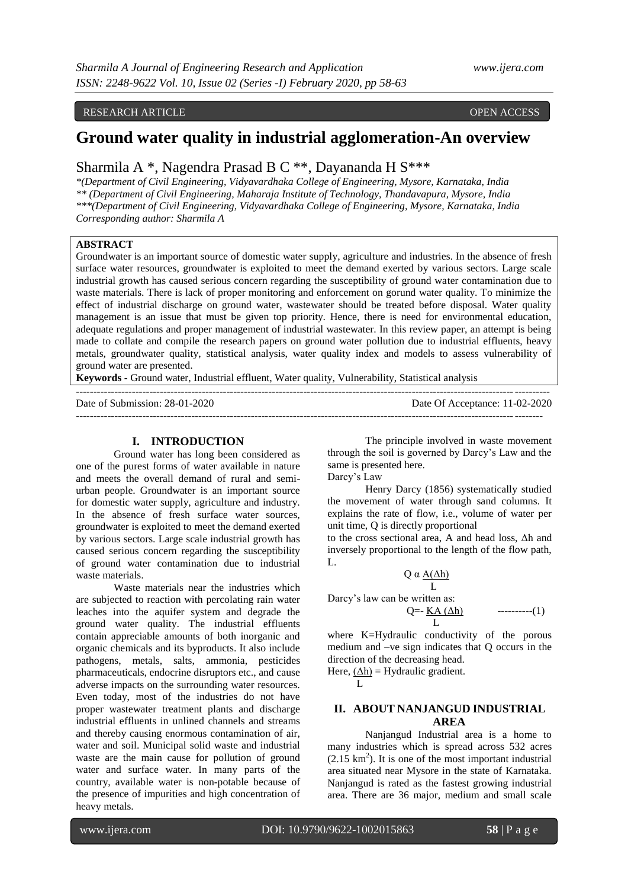RESEARCH ARTICLE OPEN ACCESS

# Ground water quality in industrial agglomeration-An overview

Sharmila A *, Nagendra Prasad B C **, Dayananda H S***

*(Department of Civil Engineering, Vidyavardhaka College of Engineering, Mysore, Karnataka, India
** (Department of Civil Engineering, Maharaja Institute of Technology, Thandavapura, Mysore, India
***(Department of Civil Engineering, Vidyavardhaka College of Engineering, Mysore, Karnataka, India
Corresponding author: Sharmila A

**ABSTRACT**

Groundwater is an important source of domestic water supply, agriculture and industries. In the absence of fresh surface water resources, groundwater is exploited to meet the demand exerted by various sectors. Large scale industrial growth has caused serious concern regarding the susceptibility of ground water contamination due to waste materials. There is lack of proper monitoring and enforcement on gorund water quality. To minimize the effect of industrial discharge on ground water, wastewater should be treated before disposal. Water quality management is an issue that must be given top priority. Hence, there is need for environmental education, adequate regulations and proper management of industrial wastewater. In this review paper, an attempt is being made to collate and compile the research papers on ground water pollution due to industrial effluents, heavy metals, groundwater quality, statistical analysis, water quality index and models to assess vulnerability of ground water are presented.

**Keywords -** Ground water, Industrial effluent, Water quality, Vulnerability, Statistical analysis

Date of Submission: 28-01-2020 Date Of Acceptance: 11-02-2020

## I. INTRODUCTION

Ground water has long been considered as one of the purest forms of water available in nature and meets the overall demand of rural and semi-urban people. Groundwater is an important source for domestic water supply, agriculture and industry. In the absence of fresh surface water sources, groundwater is exploited to meet the demand exerted by various sectors. Large scale industrial growth has caused serious concern regarding the susceptibility of ground water contamination due to industrial waste materials.

Waste materials near the industries which are subjected to reaction with percolating rain water leaches into the aquifer system and degrade the ground water quality. The industrial effluents contain appreciable amounts of both inorganic and organic chemicals and its byproducts. It also include pathogens, metals, salts, ammonia, pesticides pharmaceuticals, endocrine disruptors etc., and cause adverse impacts on the surrounding water resources. Even today, most of the industries do not have proper wastewater treatment plants and discharge industrial effluents in unlined channels and streams and thereby causing enormous contamination of air, water and soil. Municipal solid waste and industrial waste are the main cause for pollution of ground water and surface water. In many parts of the country, available water is non-potable because of the presence of impurities and high concentration of heavy metals.

The principle involved in waste movement through the soil is governed by Darcy's Law and the same is presented here.

Darcy's Law

Henry Darcy (1856) systematically studied the movement of water through sand columns. It explains the rate of flow, i.e., volume of water per unit time, Q is directly proportional to the cross sectional area, A and head loss, Δh and inversely proportional to the length of the flow path, L.

$$Q \propto \frac{A(\Delta h)}{L}$$

Darcy's law can be written as:

$$Q = -\frac{KA(\Delta h)}{L} \qquad \text{----------(1)}$$

where K=Hydraulic conductivity of the porous medium and –ve sign indicates that Q occurs in the direction of the decreasing head.

Here, $\frac{(\Delta h)}{L}$ = Hydraulic gradient.

## II. ABOUT NANJANGUD INDUSTRIAL AREA

Nanjangud Industrial area is a home to many industries which is spread across 532 acres ($2.15\ km^2$). It is one of the most important industrial area situated near Mysore in the state of Karnataka. Nanjangud is rated as the fastest growing industrial area. There are 36 major, medium and small scale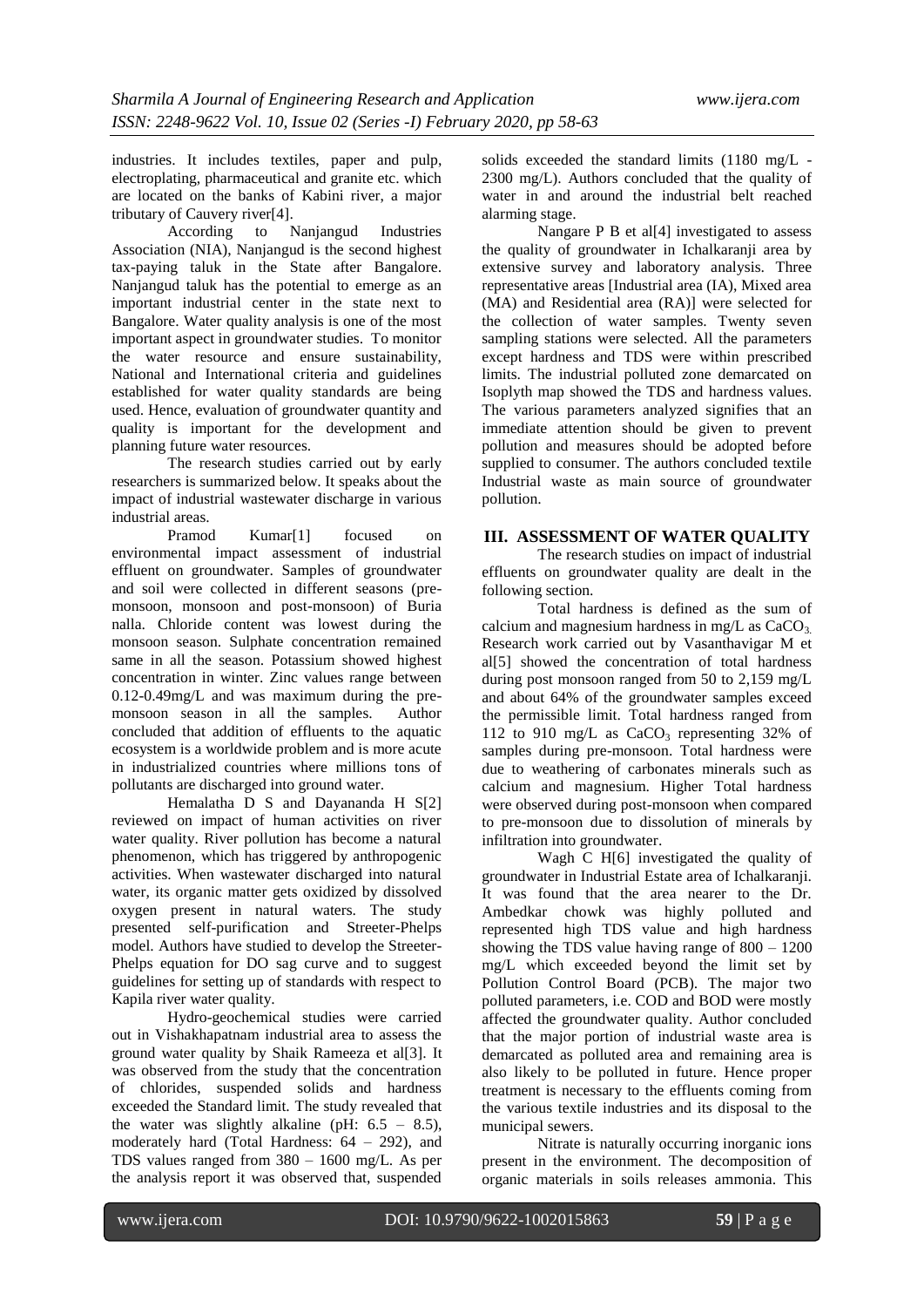industries. It includes textiles, paper and pulp, electroplating, pharmaceutical and granite etc. which are located on the banks of Kabini river, a major tributary of Cauvery river[4].

According to Nanjangud Industries Association (NIA), Nanjangud is the second highest tax-paying taluk in the State after Bangalore. Nanjangud taluk has the potential to emerge as an important industrial center in the state next to Bangalore. Water quality analysis is one of the most important aspect in groundwater studies. To monitor the water resource and ensure sustainability, National and International criteria and guidelines established for water quality standards are being used. Hence, evaluation of groundwater quantity and quality is important for the development and planning future water resources.

The research studies carried out by early researchers is summarized below. It speaks about the impact of industrial wastewater discharge in various industrial areas.

Pramod Kumar[1] focused on environmental impact assessment of industrial effluent on groundwater. Samples of groundwater and soil were collected in different seasons (pre-monsoon, monsoon and post-monsoon) of Buria nalla. Chloride content was lowest during the monsoon season. Sulphate concentration remained same in all the season. Potassium showed highest concentration in winter. Zinc values range between 0.12-0.49mg/L and was maximum during the pre-monsoon season in all the samples. Author concluded that addition of effluents to the aquatic ecosystem is a worldwide problem and is more acute in industrialized countries where millions tons of pollutants are discharged into ground water.

Hemalatha D S and Dayananda H S[2] reviewed on impact of human activities on river water quality. River pollution has become a natural phenomenon, which has triggered by anthropogenic activities. When wastewater discharged into natural water, its organic matter gets oxidized by dissolved oxygen present in natural waters. The study presented self-purification and Streeter-Phelps model. Authors have studied to develop the Streeter-Phelps equation for DO sag curve and to suggest guidelines for setting up of standards with respect to Kapila river water quality.

Hydro-geochemical studies were carried out in Vishakhapatnam industrial area to assess the ground water quality by Shaik Rameeza et al[3]. It was observed from the study that the concentration of chlorides, suspended solids and hardness exceeded the Standard limit. The study revealed that the water was slightly alkaline (pH: 6.5 – 8.5), moderately hard (Total Hardness: 64 – 292), and TDS values ranged from 380 – 1600 mg/L. As per the analysis report it was observed that, suspended solids exceeded the standard limits (1180 mg/L - 2300 mg/L). Authors concluded that the quality of water in and around the industrial belt reached alarming stage.

Nangare P B et al[4] investigated to assess the quality of groundwater in Ichalkaranji area by extensive survey and laboratory analysis. Three representative areas [Industrial area (IA), Mixed area (MA) and Residential area (RA)] were selected for the collection of water samples. Twenty seven sampling stations were selected. All the parameters except hardness and TDS were within prescribed limits. The industrial polluted zone demarcated on Isoplyth map showed the TDS and hardness values. The various parameters analyzed signifies that an immediate attention should be given to prevent pollution and measures should be adopted before supplied to consumer. The authors concluded textile Industrial waste as main source of groundwater pollution.

## III. ASSESSMENT OF WATER QUALITY

The research studies on impact of industrial effluents on groundwater quality are dealt in the following section.

Total hardness is defined as the sum of calcium and magnesium hardness in mg/L as $CaCO_3$. Research work carried out by Vasanthavigar M et al[5] showed the concentration of total hardness during post monsoon ranged from 50 to 2,159 mg/L and about 64% of the groundwater samples exceed the permissible limit. Total hardness ranged from 112 to 910 mg/L as $CaCO_3$ representing 32% of samples during pre-monsoon. Total hardness were due to weathering of carbonates minerals such as calcium and magnesium. Higher Total hardness were observed during post-monsoon when compared to pre-monsoon due to dissolution of minerals by infiltration into groundwater.

Wagh C H[6] investigated the quality of groundwater in Industrial Estate area of Ichalkaranji. It was found that the area nearer to the Dr. Ambedkar chowk was highly polluted and represented high TDS value and high hardness showing the TDS value having range of 800 – 1200 mg/L which exceeded beyond the limit set by Pollution Control Board (PCB). The major two polluted parameters, i.e. COD and BOD were mostly affected the groundwater quality. Author concluded that the major portion of industrial waste area is demarcated as polluted area and remaining area is also likely to be polluted in future. Hence proper treatment is necessary to the effluents coming from the various textile industries and its disposal to the municipal sewers.

Nitrate is naturally occurring inorganic ions present in the environment. The decomposition of organic materials in soils releases ammonia. This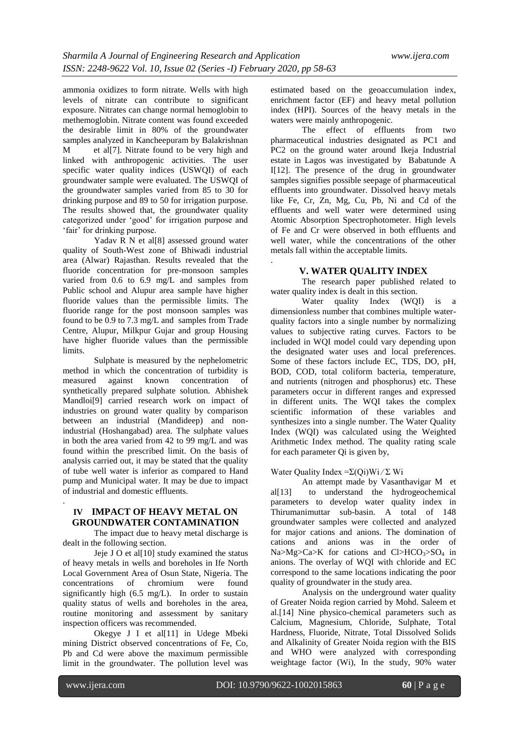ammonia oxidizes to form nitrate. Wells with high levels of nitrate can contribute to significant exposure. Nitrates can change normal hemoglobin to methemoglobin. Nitrate content was found exceeded the desirable limit in 80% of the groundwater samples analyzed in Kancheepuram by Balakrishnan M et al[7]. Nitrate found to be very high and linked with anthropogenic activities. The user specific water quality indices (USWQI) of each groundwater sample were evaluated. The USWQI of the groundwater samples varied from 85 to 30 for drinking purpose and 89 to 50 for irrigation purpose. The results showed that, the groundwater quality categorized under 'good' for irrigation purpose and 'fair' for drinking purpose.

Yadav R N et al[8] assessed ground water quality of South-West zone of Bhiwadi industrial area (Alwar) Rajasthan. Results revealed that the fluoride concentration for pre-monsoon samples varied from 0.6 to 6.9 mg/L and samples from Public school and Alupur area sample have higher fluoride values than the permissible limits. The fluoride range for the post monsoon samples was found to be 0.9 to 7.3 mg/L and samples from Trade Centre, Alupur, Milkpur Gujar and group Housing have higher fluoride values than the permissible limits.

Sulphate is measured by the nephelometric method in which the concentration of turbidity is measured against known concentration of synthetically prepared sulphate solution. Abhishek Mandloi[9] carried research work on impact of industries on ground water quality by comparison between an industrial (Mandideep) and non-industrial (Hoshangabad) area. The sulphate values in both the area varied from 42 to 99 mg/L and was found within the prescribed limit. On the basis of analysis carried out, it may be stated that the quality of tube well water is inferior as compared to Hand pump and Municipal water. It may be due to impact of industrial and domestic effluents.

## IV IMPACT OF HEAVY METAL ON GROUNDWATER CONTAMINATION

The impact due to heavy metal discharge is dealt in the following section.

Jeje J O et al[10] study examined the status of heavy metals in wells and boreholes in Ife North Local Government Area of Osun State, Nigeria. The concentrations of chromium were found significantly high (6.5 mg/L). In order to sustain quality status of wells and boreholes in the area, routine monitoring and assessment by sanitary inspection officers was recommended.

Okegye J I et al[11] in Udege Mbeki mining District observed concentrations of Fe, Co, Pb and Cd were above the maximum permissible limit in the groundwater. The pollution level was estimated based on the geoaccumulation index, enrichment factor (EF) and heavy metal pollution index (HPI). Sources of the heavy metals in the waters were mainly anthropogenic.

The effect of effluents from two pharmaceutical industries designated as PC1 and PC2 on the ground water around Ikeja Industrial estate in Lagos was investigated by Babatunde A I[12]. The presence of the drug in groundwater samples signifies possible seepage of pharmaceutical effluents into groundwater. Dissolved heavy metals like Fe, Cr, Zn, Mg, Cu, Pb, Ni and Cd of the effluents and well water were determined using Atomic Absorption Spectrophotometer. High levels of Fe and Cr were observed in both effluents and well water, while the concentrations of the other metals fall within the acceptable limits.

## V. WATER QUALITY INDEX

The research paper published related to water quality index is dealt in this section.

Water quality Index (WQI) is a dimensionless number that combines multiple water-quality factors into a single number by normalizing values to subjective rating curves. Factors to be included in WQI model could vary depending upon the designated water uses and local preferences. Some of these factors include EC, TDS, DO, pH, BOD, COD, total coliform bacteria, temperature, and nutrients (nitrogen and phosphorus) etc. These parameters occur in different ranges and expressed in different units. The WQI takes the complex scientific information of these variables and synthesizes into a single number. The Water Quality Index (WQI) was calculated using the Weighted Arithmetic Index method. The quality rating scale for each parameter Qi is given by,

$$\text{Water Quality Index} = \Sigma(Q_i)W_i / \Sigma W_i$$

An attempt made by Vasanthavigar M et al[13] to understand the hydrogeochemical parameters to develop water quality index in Thirumanimuttar sub-basin. A total of 148 groundwater samples were collected and analyzed for major cations and anions. The domination of cations and anions was in the order of Na>Mg>Ca>K for cations and $Cl>HCO_3>SO_4$ in anions. The overlay of WQI with chloride and EC correspond to the same locations indicating the poor quality of groundwater in the study area.

Analysis on the underground water quality of Greater Noida region carried by Mohd. Saleem et al.[14] Nine physico-chemical parameters such as Calcium, Magnesium, Chloride, Sulphate, Total Hardness, Fluoride, Nitrate, Total Dissolved Solids and Alkalinity of Greater Noida region with the BIS and WHO were analyzed with corresponding weightage factor (Wi), In the study, 90% water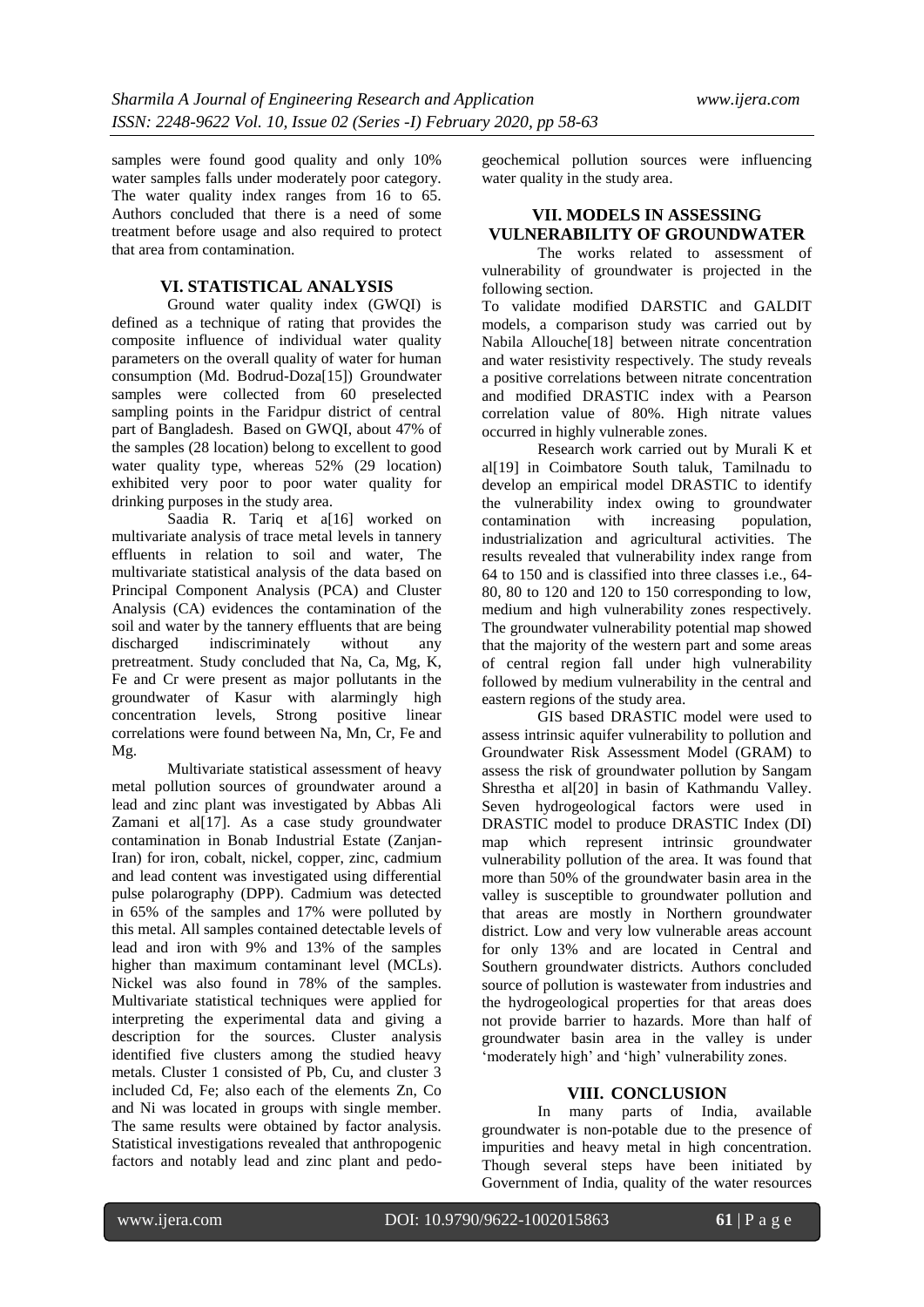samples were found good quality and only 10% water samples falls under moderately poor category. The water quality index ranges from 16 to 65. Authors concluded that there is a need of some treatment before usage and also required to protect that area from contamination.

## VI. STATISTICAL ANALYSIS

Ground water quality index (GWQI) is defined as a technique of rating that provides the composite influence of individual water quality parameters on the overall quality of water for human consumption (Md. Bodrud-Doza[15]) Groundwater samples were collected from 60 preselected sampling points in the Faridpur district of central part of Bangladesh. Based on GWQI, about 47% of the samples (28 location) belong to excellent to good water quality type, whereas 52% (29 location) exhibited very poor to poor water quality for drinking purposes in the study area.

Saadia R. Tariq et a[16] worked on multivariate analysis of trace metal levels in tannery effluents in relation to soil and water, The multivariate statistical analysis of the data based on Principal Component Analysis (PCA) and Cluster Analysis (CA) evidences the contamination of the soil and water by the tannery effluents that are being discharged indiscriminately without any pretreatment. Study concluded that Na, Ca, Mg, K, Fe and Cr were present as major pollutants in the groundwater of Kasur with alarmingly high concentration levels, Strong positive linear correlations were found between Na, Mn, Cr, Fe and Mg.

Multivariate statistical assessment of heavy metal pollution sources of groundwater around a lead and zinc plant was investigated by Abbas Ali Zamani et al[17]. As a case study groundwater contamination in Bonab Industrial Estate (Zanjan-Iran) for iron, cobalt, nickel, copper, zinc, cadmium and lead content was investigated using differential pulse polarography (DPP). Cadmium was detected in 65% of the samples and 17% were polluted by this metal. All samples contained detectable levels of lead and iron with 9% and 13% of the samples higher than maximum contaminant level (MCLs). Nickel was also found in 78% of the samples. Multivariate statistical techniques were applied for interpreting the experimental data and giving a description for the sources. Cluster analysis identified five clusters among the studied heavy metals. Cluster 1 consisted of Pb, Cu, and cluster 3 included Cd, Fe; also each of the elements Zn, Co and Ni was located in groups with single member. The same results were obtained by factor analysis. Statistical investigations revealed that anthropogenic factors and notably lead and zinc plant and pedo-geochemical pollution sources were influencing water quality in the study area.

## VII. MODELS IN ASSESSING VULNERABILITY OF GROUNDWATER

The works related to assessment of vulnerability of groundwater is projected in the following section.

To validate modified DARSTIC and GALDIT models, a comparison study was carried out by Nabila Allouche[18] between nitrate concentration and water resistivity respectively. The study reveals a positive correlations between nitrate concentration and modified DRASTIC index with a Pearson correlation value of 80%. High nitrate values occurred in highly vulnerable zones.

Research work carried out by Murali K et al[19] in Coimbatore South taluk, Tamilnadu to develop an empirical model DRASTIC to identify the vulnerability index owing to groundwater contamination with increasing population, industrialization and agricultural activities. The results revealed that vulnerability index range from 64 to 150 and is classified into three classes i.e., 64-80, 80 to 120 and 120 to 150 corresponding to low, medium and high vulnerability zones respectively. The groundwater vulnerability potential map showed that the majority of the western part and some areas of central region fall under high vulnerability followed by medium vulnerability in the central and eastern regions of the study area.

GIS based DRASTIC model were used to assess intrinsic aquifer vulnerability to pollution and Groundwater Risk Assessment Model (GRAM) to assess the risk of groundwater pollution by Sangam Shrestha et al[20] in basin of Kathmandu Valley. Seven hydrogeological factors were used in DRASTIC model to produce DRASTIC Index (DI) map which represent intrinsic groundwater vulnerability pollution of the area. It was found that more than 50% of the groundwater basin area in the valley is susceptible to groundwater pollution and that areas are mostly in Northern groundwater district. Low and very low vulnerable areas account for only 13% and are located in Central and Southern groundwater districts. Authors concluded source of pollution is wastewater from industries and the hydrogeological properties for that areas does not provide barrier to hazards. More than half of groundwater basin area in the valley is under 'moderately high' and 'high' vulnerability zones.

## VIII. CONCLUSION

In many parts of India, available groundwater is non-potable due to the presence of impurities and heavy metal in high concentration. Though several steps have been initiated by Government of India, quality of the water resources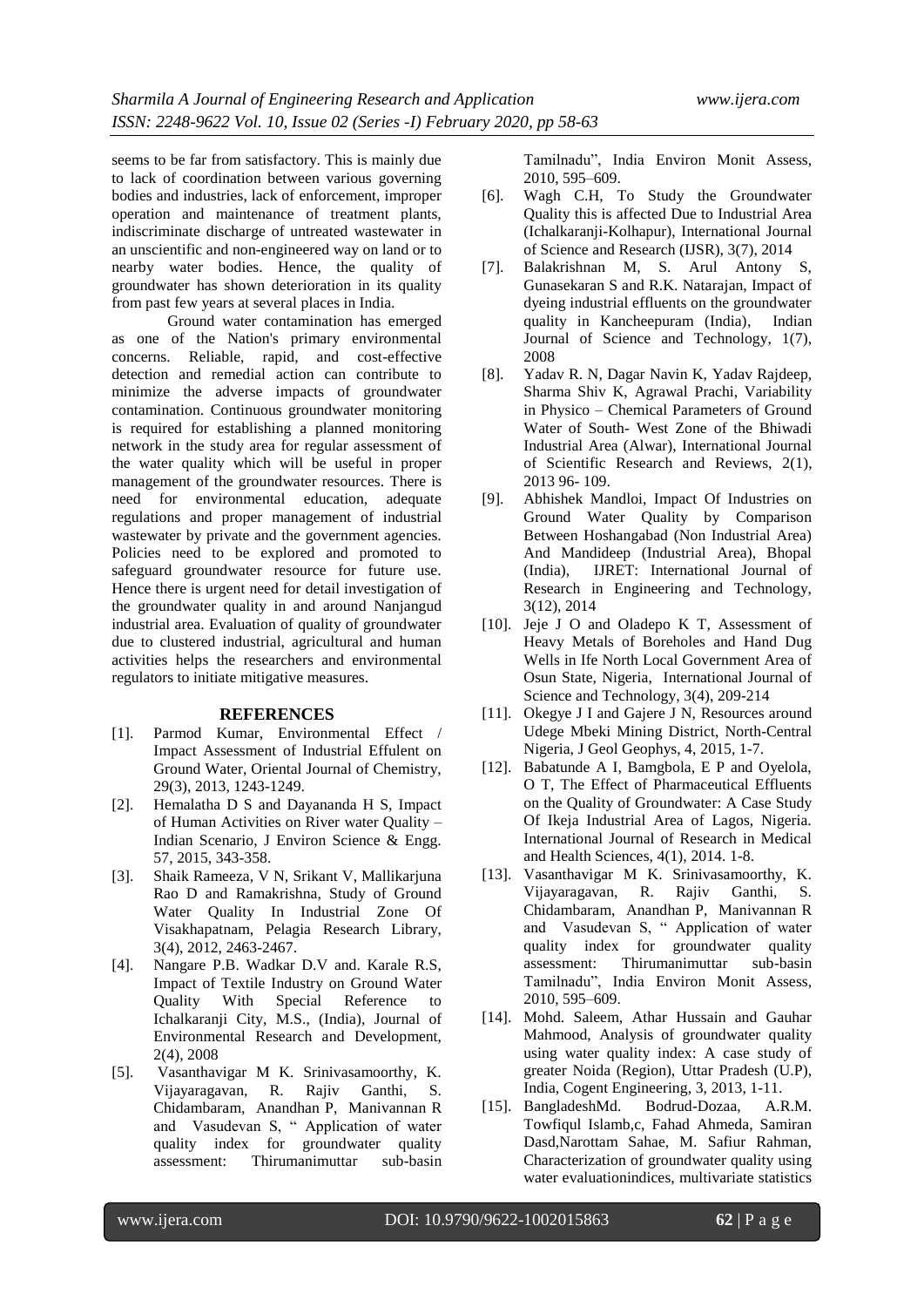seems to be far from satisfactory. This is mainly due to lack of coordination between various governing bodies and industries, lack of enforcement, improper operation and maintenance of treatment plants, indiscriminate discharge of untreated wastewater in an unscientific and non-engineered way on land or to nearby water bodies. Hence, the quality of groundwater has shown deterioration in its quality from past few years at several places in India.

Ground water contamination has emerged as one of the Nation's primary environmental concerns. Reliable, rapid, and cost-effective detection and remedial action can contribute to minimize the adverse impacts of groundwater contamination. Continuous groundwater monitoring is required for establishing a planned monitoring network in the study area for regular assessment of the water quality which will be useful in proper management of the groundwater resources. There is need for environmental education, adequate regulations and proper management of industrial wastewater by private and the government agencies. Policies need to be explored and promoted to safeguard groundwater resource for future use. Hence there is urgent need for detail investigation of the groundwater quality in and around Nanjangud industrial area. Evaluation of quality of groundwater due to clustered industrial, agricultural and human activities helps the researchers and environmental regulators to initiate mitigative measures.

## REFERENCES

- [1]. Parmod Kumar, Environmental Effect / Impact Assessment of Industrial Effulent on Ground Water, Oriental Journal of Chemistry, 29(3), 2013, 1243-1249.
- [2]. Hemalatha D S and Dayananda H S, Impact of Human Activities on River water Quality – Indian Scenario, J Environ Science & Engg. 57, 2015, 343-358.
- [3]. Shaik Rameeza, V N, Srikant V, Mallikarjuna Rao D and Ramakrishna, Study of Ground Water Quality In Industrial Zone Of Visakhapatnam, Pelagia Research Library, 3(4), 2012, 2463-2467.
- [4]. Nangare P.B. Wadkar D.V and. Karale R.S, Impact of Textile Industry on Ground Water Quality With Special Reference to Ichalkaranji City, M.S., (India), Journal of Environmental Research and Development, 2(4), 2008
- [5]. Vasanthavigar M K. Srinivasamoorthy, K. Vijayaragavan, R. Rajiv Ganthi, S. Chidambaram, Anandhan P, Manivannan R and Vasudevan S, " Application of water quality index for groundwater quality assessment: Thirumanimuttar sub-basin Tamilnadu", India Environ Monit Assess, 2010, 595–609.
- [6]. Wagh C.H, To Study the Groundwater Quality this is affected Due to Industrial Area (Ichalkaranji-Kolhapur), International Journal of Science and Research (IJSR), 3(7), 2014
- [7]. Balakrishnan M, S. Arul Antony S, Gunasekaran S and R.K. Natarajan, Impact of dyeing industrial effluents on the groundwater quality in Kancheepuram (India), Indian Journal of Science and Technology, 1(7), 2008
- [8]. Yadav R. N, Dagar Navin K, Yadav Rajdeep, Sharma Shiv K, Agrawal Prachi, Variability in Physico – Chemical Parameters of Ground Water of South- West Zone of the Bhiwadi Industrial Area (Alwar), International Journal of Scientific Research and Reviews, 2(1), 2013 96- 109.
- [9]. Abhishek Mandloi, Impact Of Industries on Ground Water Quality by Comparison Between Hoshangabad (Non Industrial Area) And Mandideep (Industrial Area), Bhopal (India), IJRET: International Journal of Research in Engineering and Technology, 3(12), 2014
- [10]. Jeje J O and Oladepo K T, Assessment of Heavy Metals of Boreholes and Hand Dug Wells in Ife North Local Government Area of Osun State, Nigeria, International Journal of Science and Technology, 3(4), 209-214
- [11]. Okegye J I and Gajere J N, Resources around Udege Mbeki Mining District, North-Central Nigeria, J Geol Geophys, 4, 2015, 1-7.
- [12]. Babatunde A I, Bamgbola, E P and Oyelola, O T, The Effect of Pharmaceutical Effluents on the Quality of Groundwater: A Case Study Of Ikeja Industrial Area of Lagos, Nigeria. International Journal of Research in Medical and Health Sciences, 4(1), 2014. 1-8.
- [13]. Vasanthavigar M K. Srinivasamoorthy, K. Vijayaragavan, R. Rajiv Ganthi, S. Chidambaram, Anandhan P, Manivannan R and Vasudevan S, " Application of water quality index for groundwater quality assessment: Thirumanimuttar sub-basin Tamilnadu", India Environ Monit Assess, 2010, 595–609.
- [14]. Mohd. Saleem, Athar Hussain and Gauhar Mahmood, Analysis of groundwater quality using water quality index: A case study of greater Noida (Region), Uttar Pradesh (U.P), India, Cogent Engineering, 3, 2013, 1-11.
- [15]. BangladeshMd. Bodrud-Dozaa, A.R.M. Towfiqul Islamb,c, Fahad Ahmeda, Samiran Dasd,Narottam Sahae, M. Safiur Rahman, Characterization of groundwater quality using water evaluationindices, multivariate statistics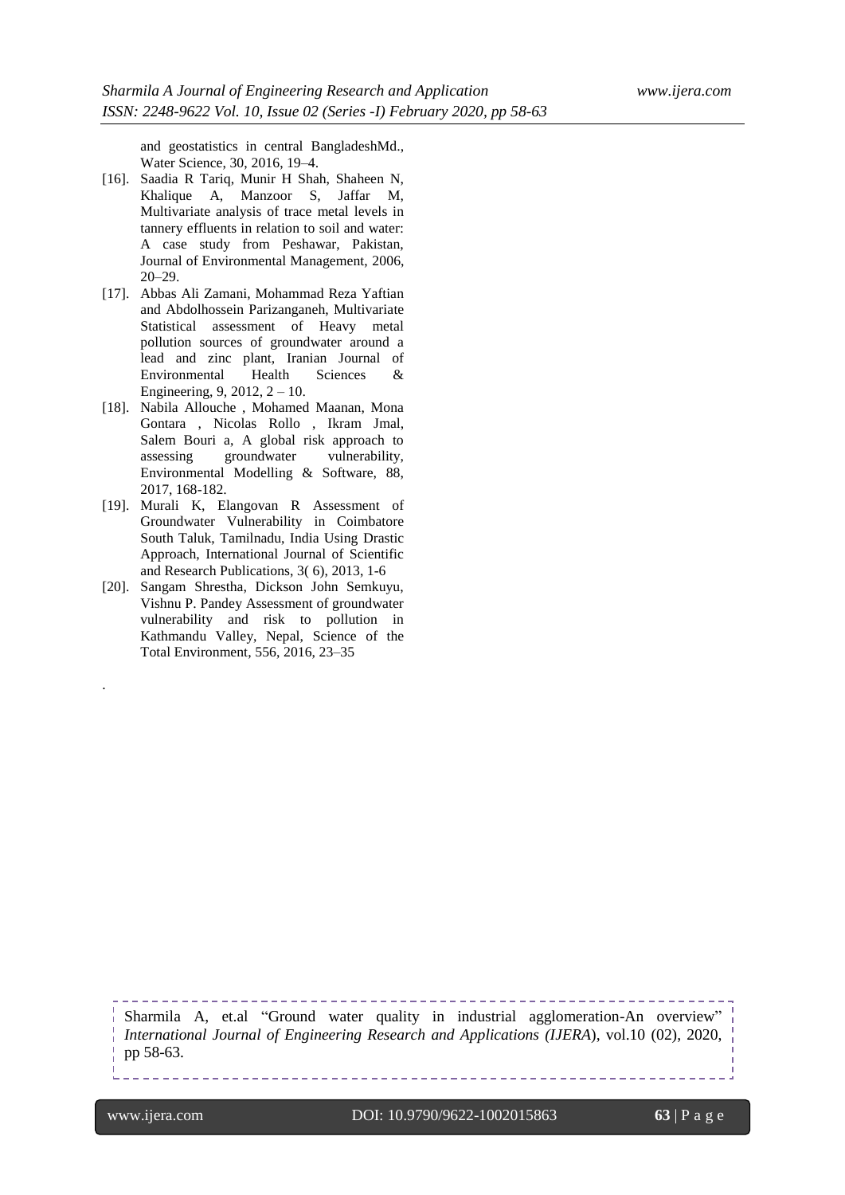and geostatistics in central BangladeshMd., Water Science, 30, 2016, 19–4.

[16]. Saadia R Tariq, Munir H Shah, Shaheen N, Khalique A, Manzoor S, Jaffar M, Multivariate analysis of trace metal levels in tannery effluents in relation to soil and water: A case study from Peshawar, Pakistan, Journal of Environmental Management, 2006, 20–29.

[17]. Abbas Ali Zamani, Mohammad Reza Yaftian and Abdolhossein Parizanganeh, Multivariate Statistical assessment of Heavy metal pollution sources of groundwater around a lead and zinc plant, Iranian Journal of Environmental Health Sciences & Engineering, 9, 2012, 2 – 10.

[18]. Nabila Allouche , Mohamed Maanan, Mona Gontara , Nicolas Rollo , Ikram Jmal, Salem Bouri a, A global risk approach to assessing groundwater vulnerability, Environmental Modelling & Software, 88, 2017, 168-182.

[19]. Murali K, Elangovan R Assessment of Groundwater Vulnerability in Coimbatore South Taluk, Tamilnadu, India Using Drastic Approach, International Journal of Scientific and Research Publications, 3( 6), 2013, 1-6

[20]. Sangam Shrestha, Dickson John Semkuyu, Vishnu P. Pandey Assessment of groundwater vulnerability and risk to pollution in Kathmandu Valley, Nepal, Science of the Total Environment, 556, 2016, 23–35

Sharmila A, et.al "Ground water quality in industrial agglomeration-An overview" *International Journal of Engineering Research and Applications (IJERA*), vol.10 (02), 2020, pp 58-63.